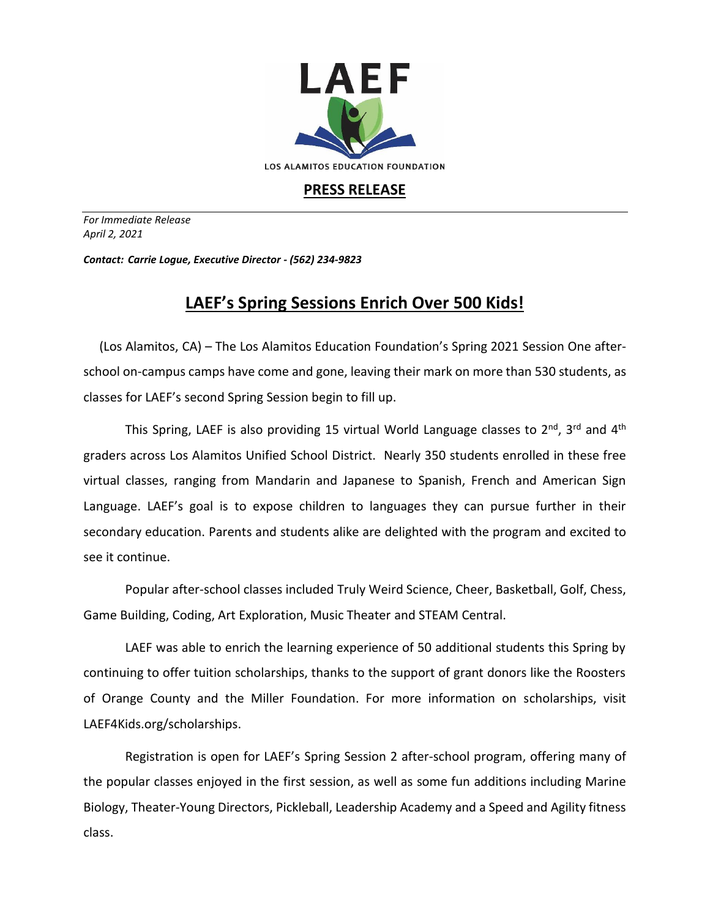LAEF

LOS ALAMITOS EDUCATION FOUNDATION

**PRESS RELEASE**

*For Immediate Release*
*April 2, 2021*

***Contact: Carrie Logue, Executive Director - (562) 234-9823***

# LAEF's Spring Sessions Enrich Over 500 Kids!

(Los Alamitos, CA) – The Los Alamitos Education Foundation's Spring 2021 Session One after-school on-campus camps have come and gone, leaving their mark on more than 530 students, as classes for LAEF's second Spring Session begin to fill up.

This Spring, LAEF is also providing 15 virtual World Language classes to 2nd, 3rd and 4th graders across Los Alamitos Unified School District. Nearly 350 students enrolled in these free virtual classes, ranging from Mandarin and Japanese to Spanish, French and American Sign Language. LAEF's goal is to expose children to languages they can pursue further in their secondary education. Parents and students alike are delighted with the program and excited to see it continue.

Popular after-school classes included Truly Weird Science, Cheer, Basketball, Golf, Chess, Game Building, Coding, Art Exploration, Music Theater and STEAM Central.

LAEF was able to enrich the learning experience of 50 additional students this Spring by continuing to offer tuition scholarships, thanks to the support of grant donors like the Roosters of Orange County and the Miller Foundation. For more information on scholarships, visit LAEF4Kids.org/scholarships.

Registration is open for LAEF's Spring Session 2 after-school program, offering many of the popular classes enjoyed in the first session, as well as some fun additions including Marine Biology, Theater-Young Directors, Pickleball, Leadership Academy and a Speed and Agility fitness class.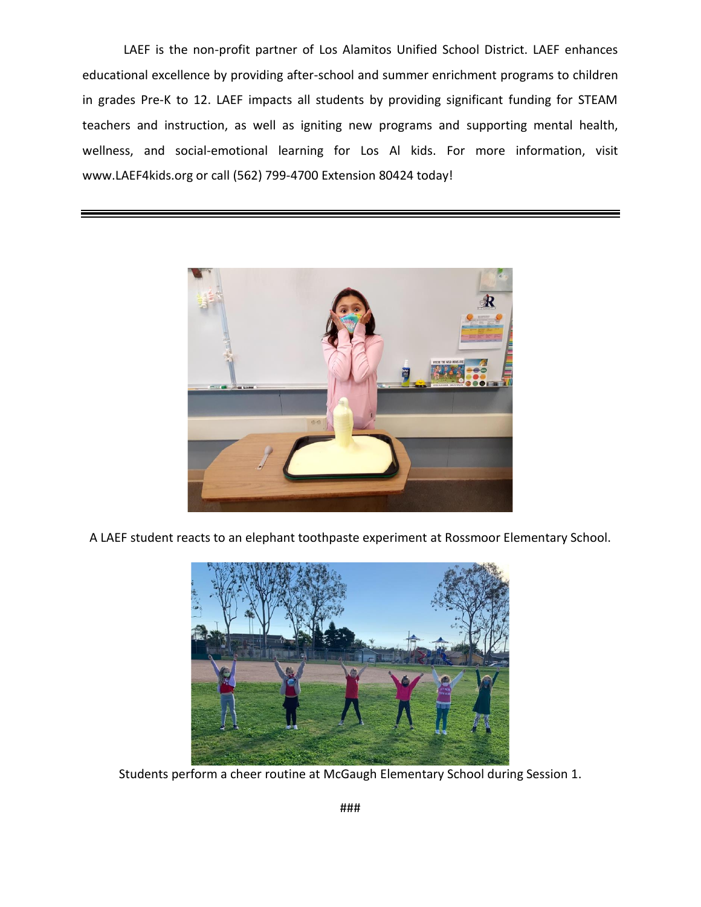LAEF is the non-profit partner of Los Alamitos Unified School District. LAEF enhances educational excellence by providing after-school and summer enrichment programs to children in grades Pre-K to 12. LAEF impacts all students by providing significant funding for STEAM teachers and instruction, as well as igniting new programs and supporting mental health, wellness, and social-emotional learning for Los Al kids. For more information, visit www.LAEF4kids.org or call (562) 799-4700 Extension 80424 today!

---

A LAEF student reacts to an elephant toothpaste experiment at Rossmoor Elementary School.

Students perform a cheer routine at McGaugh Elementary School during Session 1.

###